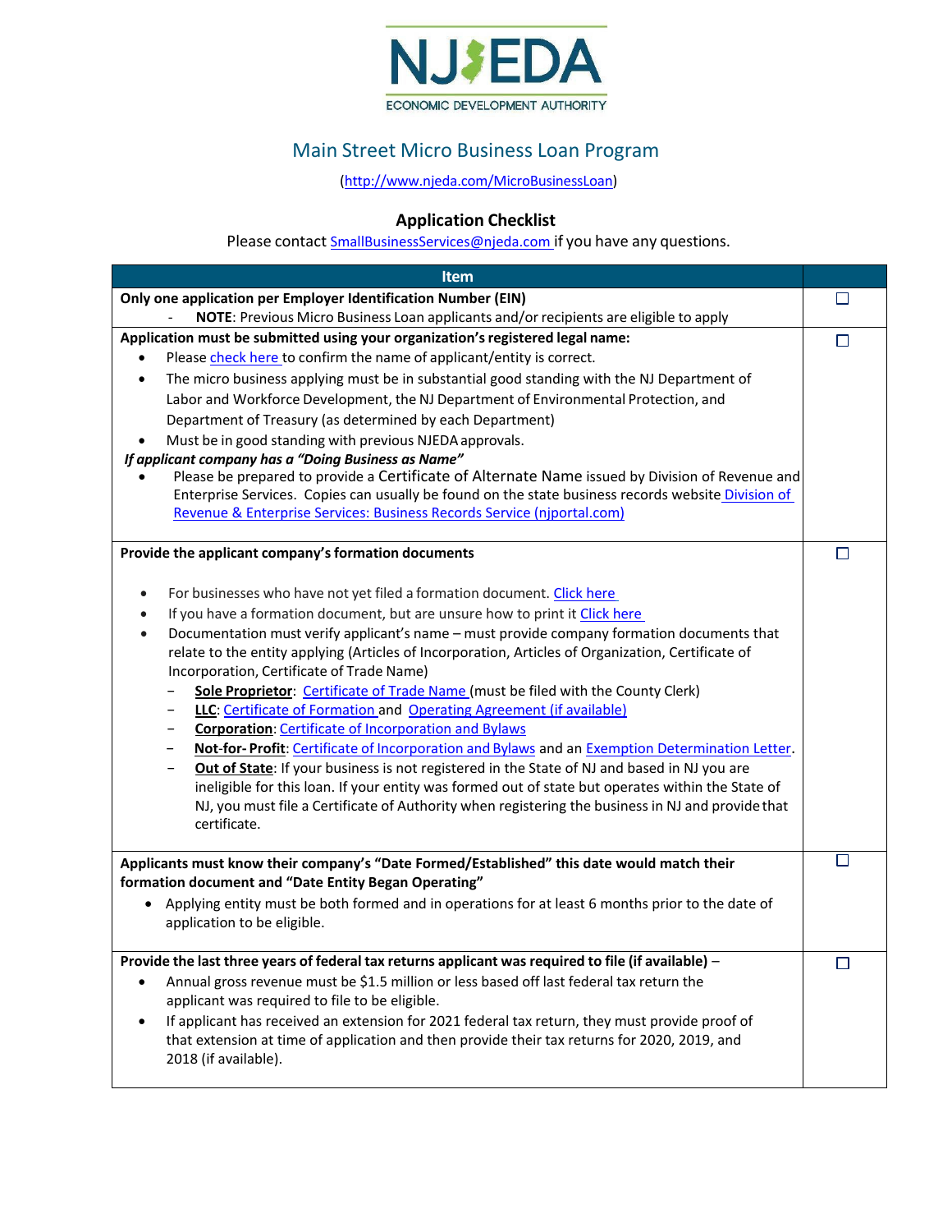NJEDA
ECONOMIC DEVELOPMENT AUTHORITY

# Main Street Micro Business Loan Program

(http://www.njeda.com/MicroBusinessLoan)

## Application Checklist

Please contact SmallBusinessServices@njeda.com if you have any questions.

| Item | |
|---|---|
| **Only one application per Employer Identification Number (EIN)**<br>- **NOTE**: Previous Micro Business Loan applicants and/or recipients are eligible to apply | ☐ |
| **Application must be submitted using your organization's registered legal name:**<br>• Please check here to confirm the name of applicant/entity is correct.<br>• The micro business applying must be in substantial good standing with the NJ Department of Labor and Workforce Development, the NJ Department of Environmental Protection, and Department of Treasury (as determined by each Department)<br>• Must be in good standing with previous NJEDA approvals.<br>***If applicant company has a "Doing Business as Name"***<br>• Please be prepared to provide a Certificate of Alternate Name issued by Division of Revenue and Enterprise Services. Copies can usually be found on the state business records website Division of Revenue & Enterprise Services: Business Records Service (njportal.com) | ☐ |
| **Provide the applicant company's formation documents**<br>• For businesses who have not yet filed a formation document. Click here<br>• If you have a formation document, but are unsure how to print it Click here<br>• Documentation must verify applicant's name – must provide company formation documents that relate to the entity applying (Articles of Incorporation, Articles of Organization, Certificate of Incorporation, Certificate of Trade Name)<br>– **Sole Proprietor**: Certificate of Trade Name (must be filed with the County Clerk)<br>– **LLC**: Certificate of Formation and Operating Agreement (if available)<br>– **Corporation**: Certificate of Incorporation and Bylaws<br>– **Not-for- Profit**: Certificate of Incorporation and Bylaws and an Exemption Determination Letter.<br>– **Out of State**: If your business is not registered in the State of NJ and based in NJ you are ineligible for this loan. If your entity was formed out of state but operates within the State of NJ, you must file a Certificate of Authority when registering the business in NJ and provide that certificate. | ☐ |
| **Applicants must know their company's "Date Formed/Established" this date would match their formation document and "Date Entity Began Operating"**<br>• Applying entity must be both formed and in operations for at least 6 months prior to the date of application to be eligible. | ☐ |
| **Provide the last three years of federal tax returns applicant was required to file (if available)** –<br>• Annual gross revenue must be $1.5 million or less based off last federal tax return the applicant was required to file to be eligible.<br>• If applicant has received an extension for 2021 federal tax return, they must provide proof of that extension at time of application and then provide their tax returns for 2020, 2019, and 2018 (if available). | ☐ |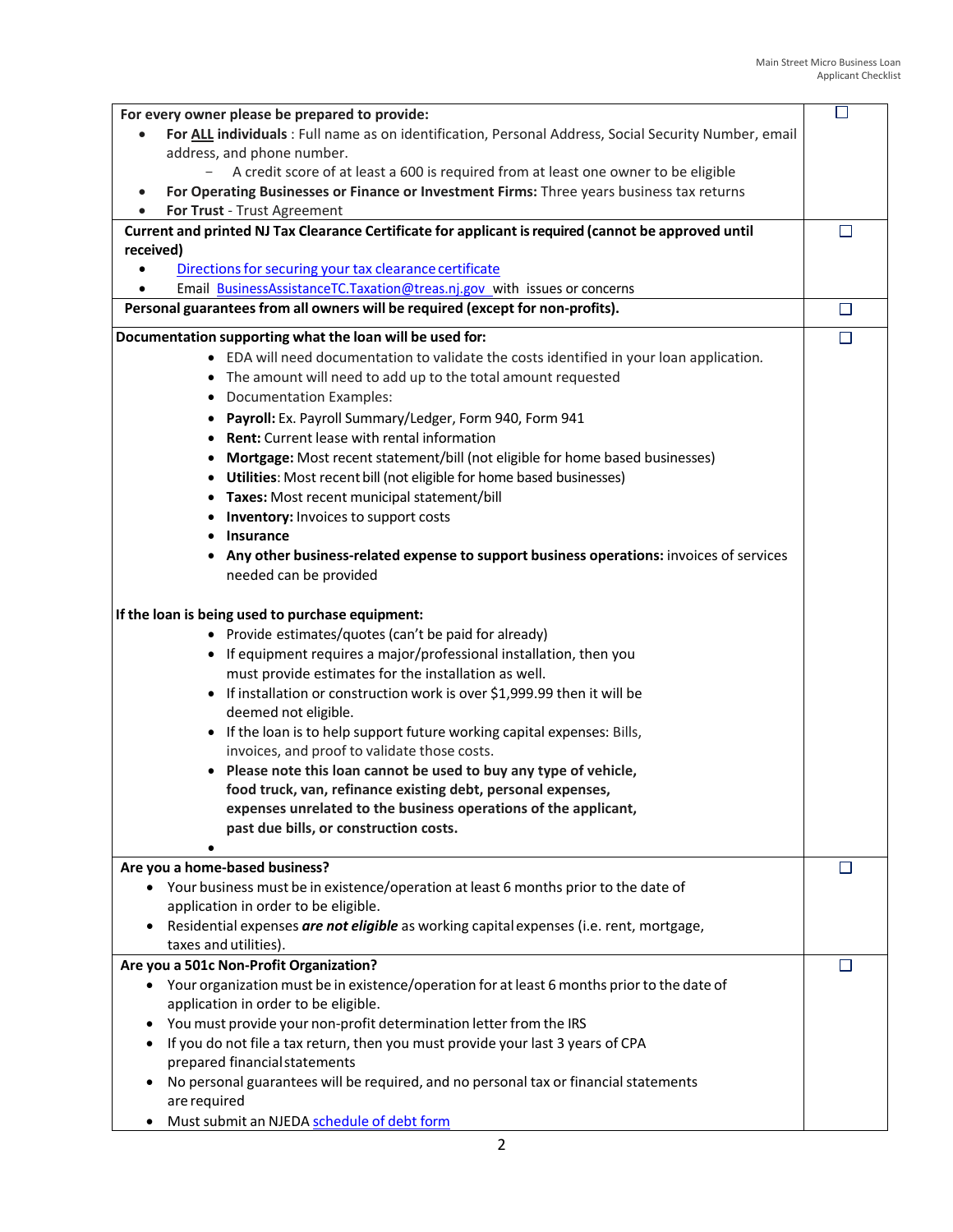| | |
|---|---|
| **For every owner please be prepared to provide:**<br>• **For ALL individuals** : Full name as on identification, Personal Address, Social Security Number, email address, and phone number.<br>   – A credit score of at least a 600 is required from at least one owner to be eligible<br>• **For Operating Businesses or Finance or Investment Firms:** Three years business tax returns<br>• **For Trust** - Trust Agreement | ☐ |
| **Current and printed NJ Tax Clearance Certificate for applicant is required (cannot be approved until received)**<br>• Directions for securing your tax clearance certificate<br>• Email BusinessAssistanceTC.Taxation@treas.nj.gov with issues or concerns | ☐ |
| **Personal guarantees from all owners will be required (except for non-profits).** | ☐ |
| **Documentation supporting what the loan will be used for:**<br>• EDA will need documentation to validate the costs identified in your loan application.<br>• The amount will need to add up to the total amount requested<br>• Documentation Examples:<br>• **Payroll:** Ex. Payroll Summary/Ledger, Form 940, Form 941<br>• **Rent:** Current lease with rental information<br>• **Mortgage:** Most recent statement/bill (not eligible for home based businesses)<br>• **Utilities**: Most recent bill (not eligible for home based businesses)<br>• **Taxes:** Most recent municipal statement/bill<br>• **Inventory:** Invoices to support costs<br>• **Insurance**<br>• **Any other business-related expense to support business operations:** invoices of services needed can be provided<br><br>**If the loan is being used to purchase equipment:**<br>• Provide estimates/quotes (can't be paid for already)<br>• If equipment requires a major/professional installation, then you must provide estimates for the installation as well.<br>• If installation or construction work is over $1,999.99 then it will be deemed not eligible.<br>• If the loan is to help support future working capital expenses: Bills, invoices, and proof to validate those costs.<br>• **Please note this loan cannot be used to buy any type of vehicle, food truck, van, refinance existing debt, personal expenses, expenses unrelated to the business operations of the applicant, past due bills, or construction costs.** | ☐ |
| **Are you a home-based business?**<br>• Your business must be in existence/operation at least 6 months prior to the date of application in order to be eligible.<br>• Residential expenses ***are not eligible*** as working capital expenses (i.e. rent, mortgage, taxes and utilities). | ☐ |
| **Are you a 501c Non-Profit Organization?**<br>• Your organization must be in existence/operation for at least 6 months prior to the date of application in order to be eligible.<br>• You must provide your non-profit determination letter from the IRS<br>• If you do not file a tax return, then you must provide your last 3 years of CPA prepared financial statements<br>• No personal guarantees will be required, and no personal tax or financial statements are required<br>• Must submit an NJEDA schedule of debt form | ☐ |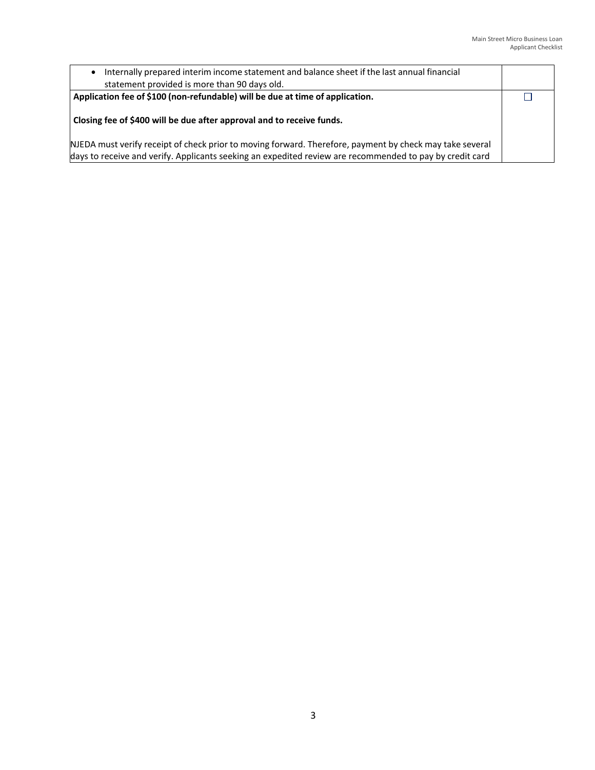| | |
|---|---|
| • Internally prepared interim income statement and balance sheet if the last annual financial statement provided is more than 90 days old. | |
| **Application fee of $100 (non-refundable) will be due at time of application.**<br><br>**Closing fee of $400 will be due after approval and to receive funds.**<br><br>NJEDA must verify receipt of check prior to moving forward. Therefore, payment by check may take several days to receive and verify. Applicants seeking an expedited review are recommended to pay by credit card | ☐ |